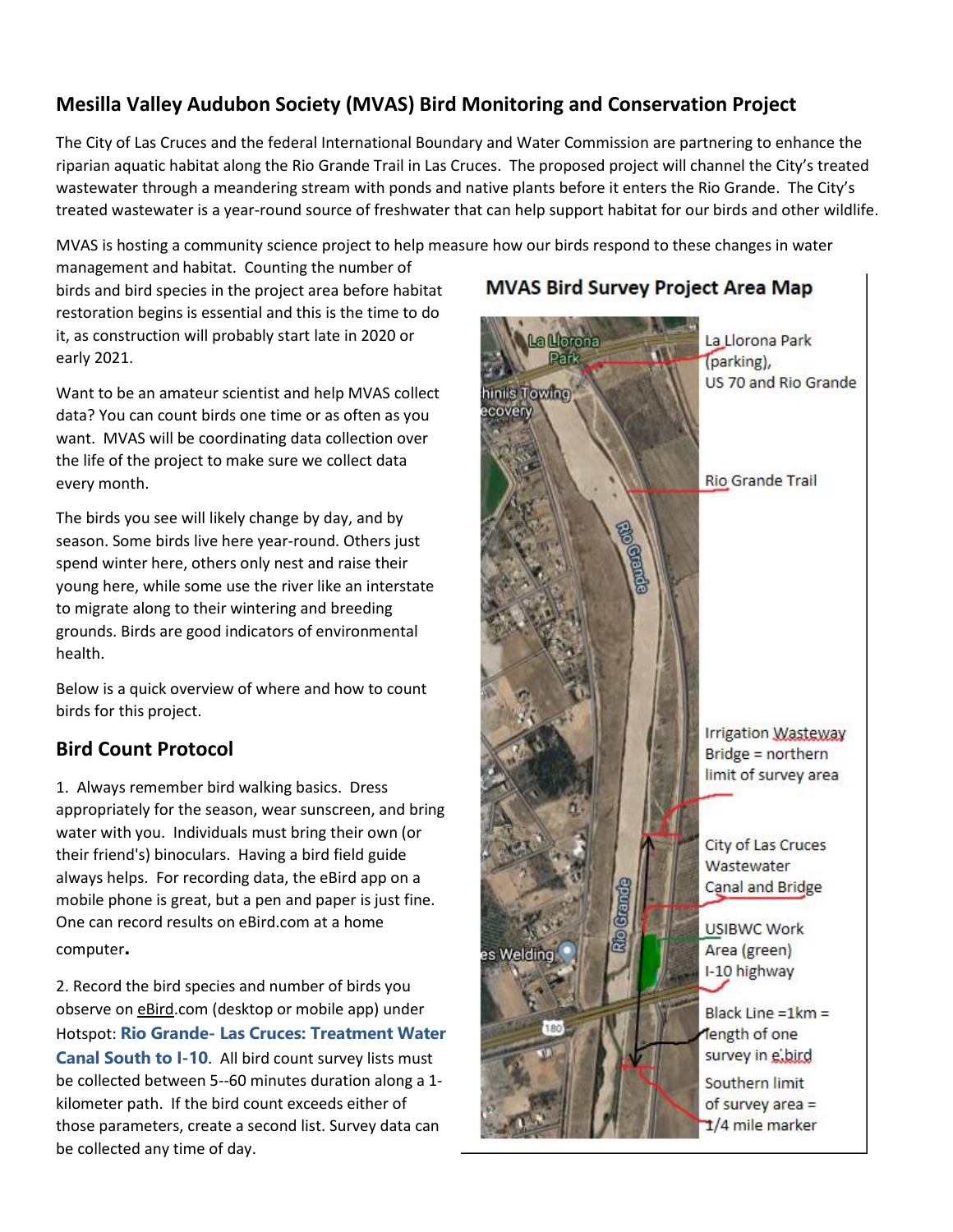## Mesilla Valley Audubon Society (MVAS) Bird Monitoring and Conservation Project

The City of Las Cruces and the federal International Boundary and Water Commission are partnering to enhance the riparian aquatic habitat along the Rio Grande Trail in Las Cruces. The proposed project will channel the City's treated wastewater through a meandering stream with ponds and native plants before it enters the Rio Grande. The City's treated wastewater is a year-round source of freshwater that can help support habitat for our birds and other wildlife.

MVAS is hosting a community science project to help measure how our birds respond to these changes in water management and habitat. Counting the number of birds and bird species in the project area before habitat restoration begins is essential and this is the time to do it, as construction will probably start late in 2020 or early 2021.

Want to be an amateur scientist and help MVAS collect data? You can count birds one time or as often as you want. MVAS will be coordinating data collection over the life of the project to make sure we collect data every month.

The birds you see will likely change by day, and by season. Some birds live here year-round. Others just spend winter here, others only nest and raise their young here, while some use the river like an interstate to migrate along to their wintering and breeding grounds. Birds are good indicators of environmental health.

Below is a quick overview of where and how to count birds for this project.

### MVAS Bird Survey Project Area Map

- La Llorona Park (parking), US 70 and Rio Grande
- Rio Grande Trail
- Irrigation Wasteway Bridge = northern limit of survey area
- City of Las Cruces Wastewater Canal and Bridge
- USIBWC Work Area (green)
- I-10 highway
- Black Line =1km = length of one survey in e.bird
- Southern limit of survey area = 1/4 mile marker

## Bird Count Protocol

1. Always remember bird walking basics. Dress appropriately for the season, wear sunscreen, and bring water with you. Individuals must bring their own (or their friend's) binoculars. Having a bird field guide always helps. For recording data, the eBird app on a mobile phone is great, but a pen and paper is just fine. One can record results on eBird.com at a home computer.

2. Record the bird species and number of birds you observe on eBird.com (desktop or mobile app) under Hotspot: **Rio Grande- Las Cruces: Treatment Water Canal South to I-10**. All bird count survey lists must be collected between 5--60 minutes duration along a 1-kilometer path. If the bird count exceeds either of those parameters, create a second list. Survey data can be collected any time of day.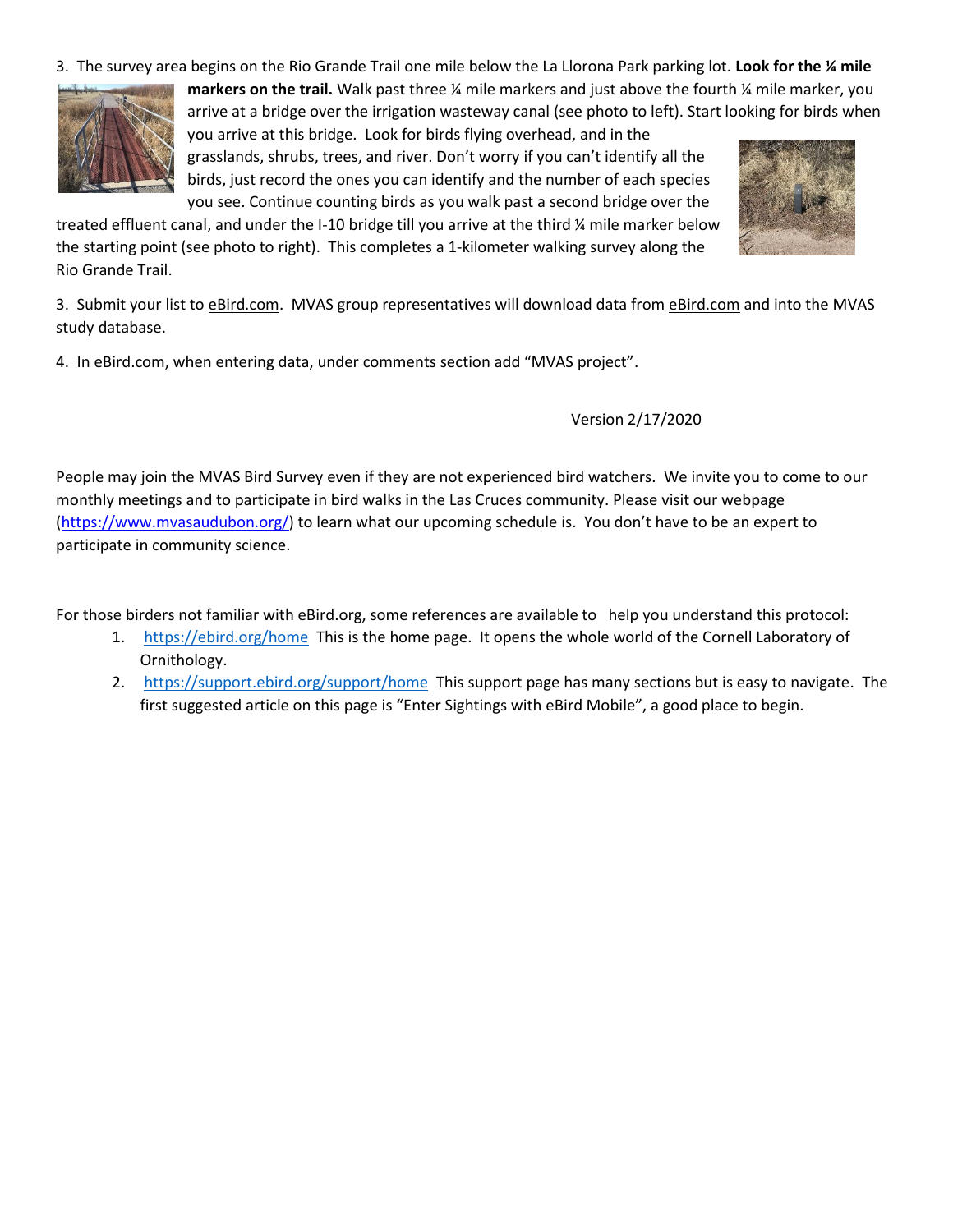3. The survey area begins on the Rio Grande Trail one mile below the La Llorona Park parking lot. **Look for the ¼ mile markers on the trail.** Walk past three ¼ mile markers and just above the fourth ¼ mile marker, you arrive at a bridge over the irrigation wasteway canal (see photo to left). Start looking for birds when you arrive at this bridge. Look for birds flying overhead, and in the grasslands, shrubs, trees, and river. Don't worry if you can't identify all the birds, just record the ones you can identify and the number of each species you see. Continue counting birds as you walk past a second bridge over the treated effluent canal, and under the I-10 bridge till you arrive at the third ¼ mile marker below the starting point (see photo to right). This completes a 1-kilometer walking survey along the Rio Grande Trail.

3. Submit your list to eBird.com. MVAS group representatives will download data from eBird.com and into the MVAS study database.

4. In eBird.com, when entering data, under comments section add "MVAS project".

Version 2/17/2020

People may join the MVAS Bird Survey even if they are not experienced bird watchers. We invite you to come to our monthly meetings and to participate in bird walks in the Las Cruces community. Please visit our webpage (https://www.mvasaudubon.org/) to learn what our upcoming schedule is. You don't have to be an expert to participate in community science.

For those birders not familiar with eBird.org, some references are available to help you understand this protocol:

1. https://ebird.org/home This is the home page. It opens the whole world of the Cornell Laboratory of Ornithology.
2. https://support.ebird.org/support/home This support page has many sections but is easy to navigate. The first suggested article on this page is "Enter Sightings with eBird Mobile", a good place to begin.